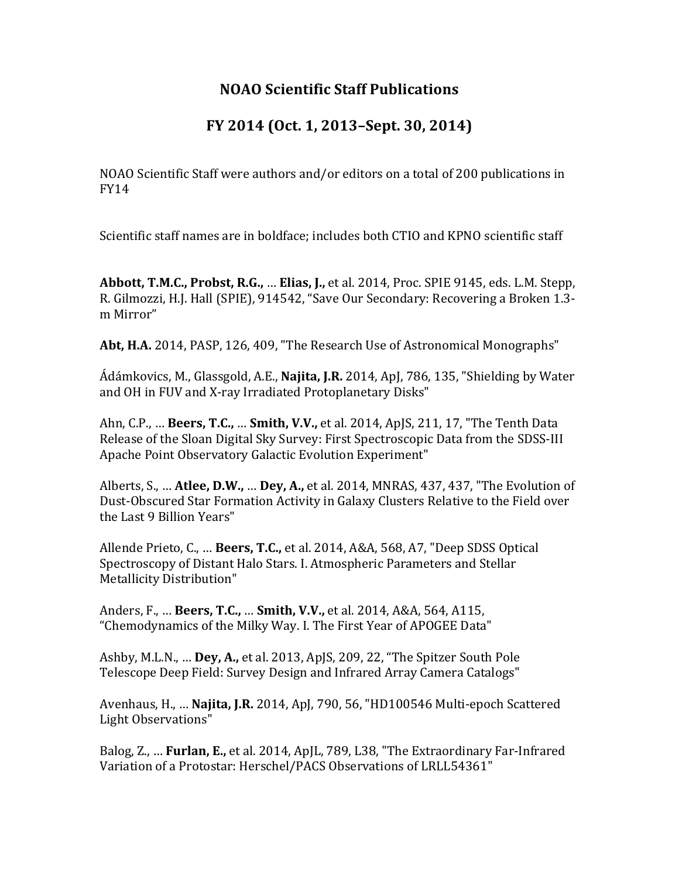# NOAO Scientific Staff Publications

## FY 2014 (Oct. 1, 2013–Sept. 30, 2014)

NOAO Scientific Staff were authors and/or editors on a total of 200 publications in FY14

Scientific staff names are in boldface; includes both CTIO and KPNO scientific staff

**Abbott, T.M.C., Probst, R.G.,** … **Elias, J.,** et al. 2014, Proc. SPIE 9145, eds. L.M. Stepp, R. Gilmozzi, H.J. Hall (SPIE), 914542, "Save Our Secondary: Recovering a Broken 1.3-m Mirror"

**Abt, H.A.** 2014, PASP, 126, 409, "The Research Use of Astronomical Monographs"

Ádámkovics, M., Glassgold, A.E., **Najita, J.R.** 2014, ApJ, 786, 135, "Shielding by Water and OH in FUV and X-ray Irradiated Protoplanetary Disks"

Ahn, C.P., … **Beers, T.C.,** … **Smith, V.V.,** et al. 2014, ApJS, 211, 17, "The Tenth Data Release of the Sloan Digital Sky Survey: First Spectroscopic Data from the SDSS-III Apache Point Observatory Galactic Evolution Experiment"

Alberts, S., … **Atlee, D.W.,** … **Dey, A.,** et al. 2014, MNRAS, 437, 437, "The Evolution of Dust-Obscured Star Formation Activity in Galaxy Clusters Relative to the Field over the Last 9 Billion Years"

Allende Prieto, C., … **Beers, T.C.,** et al. 2014, A&A, 568, A7, "Deep SDSS Optical Spectroscopy of Distant Halo Stars. I. Atmospheric Parameters and Stellar Metallicity Distribution"

Anders, F., … **Beers, T.C.,** … **Smith, V.V.,** et al. 2014, A&A, 564, A115, "Chemodynamics of the Milky Way. I. The First Year of APOGEE Data"

Ashby, M.L.N., … **Dey, A.,** et al. 2013, ApJS, 209, 22, "The Spitzer South Pole Telescope Deep Field: Survey Design and Infrared Array Camera Catalogs"

Avenhaus, H., … **Najita, J.R.** 2014, ApJ, 790, 56, "HD100546 Multi-epoch Scattered Light Observations"

Balog, Z., … **Furlan, E.,** et al. 2014, ApJL, 789, L38, "The Extraordinary Far-Infrared Variation of a Protostar: Herschel/PACS Observations of LRLL54361"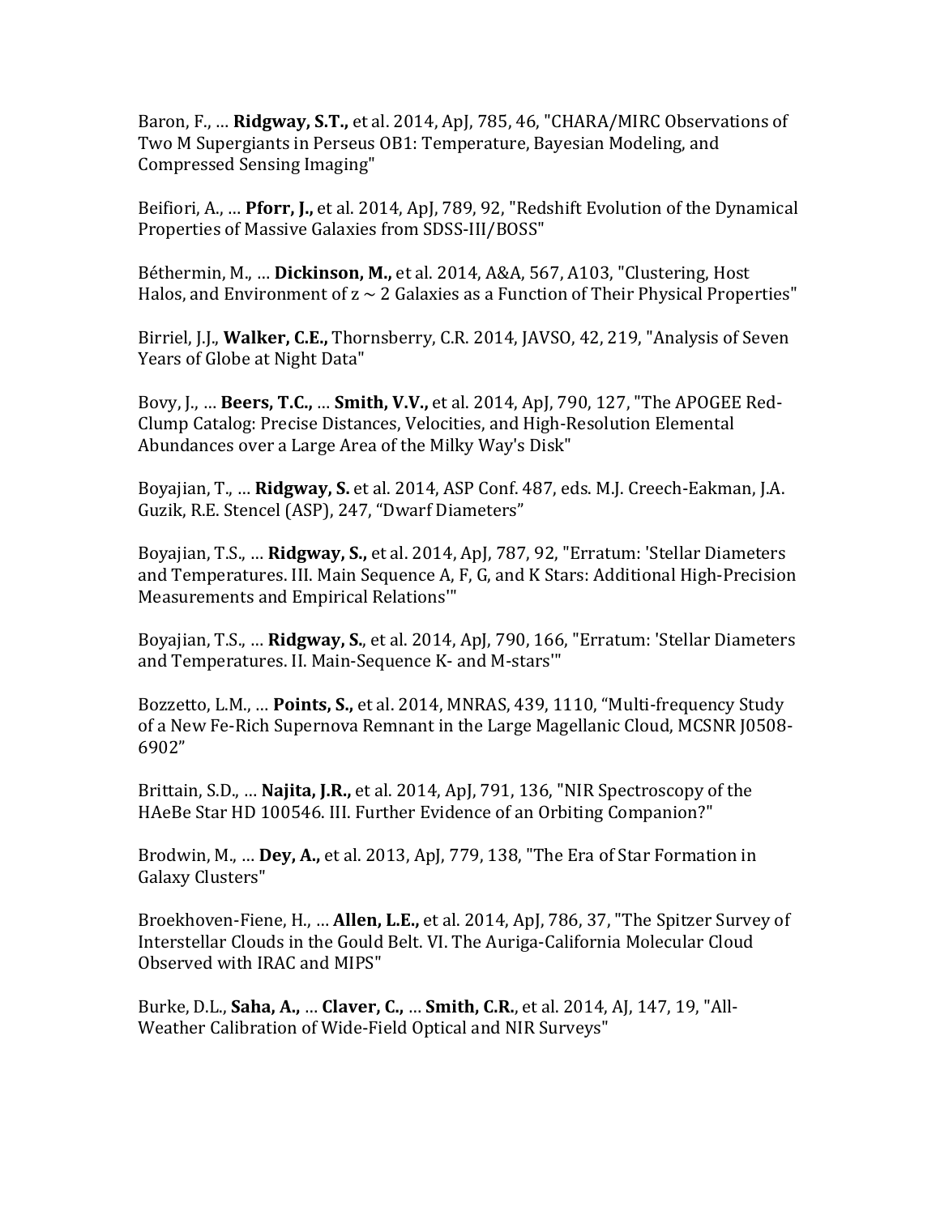Baron, F., … **Ridgway, S.T.,** et al. 2014, ApJ, 785, 46, "CHARA/MIRC Observations of Two M Supergiants in Perseus OB1: Temperature, Bayesian Modeling, and Compressed Sensing Imaging"

Beifiori, A., … **Pforr, J.,** et al. 2014, ApJ, 789, 92, "Redshift Evolution of the Dynamical Properties of Massive Galaxies from SDSS-III/BOSS"

Béthermin, M., … **Dickinson, M.,** et al. 2014, A&A, 567, A103, "Clustering, Host Halos, and Environment of z ~ 2 Galaxies as a Function of Their Physical Properties"

Birriel, J.J., **Walker, C.E.,** Thornsberry, C.R. 2014, JAVSO, 42, 219, "Analysis of Seven Years of Globe at Night Data"

Bovy, J., … **Beers, T.C.,** … **Smith, V.V.,** et al. 2014, ApJ, 790, 127, "The APOGEE Red-Clump Catalog: Precise Distances, Velocities, and High-Resolution Elemental Abundances over a Large Area of the Milky Way's Disk"

Boyajian, T., … **Ridgway, S.** et al. 2014, ASP Conf. 487, eds. M.J. Creech-Eakman, J.A. Guzik, R.E. Stencel (ASP), 247, "Dwarf Diameters"

Boyajian, T.S., … **Ridgway, S.,** et al. 2014, ApJ, 787, 92, "Erratum: 'Stellar Diameters and Temperatures. III. Main Sequence A, F, G, and K Stars: Additional High-Precision Measurements and Empirical Relations'"

Boyajian, T.S., … **Ridgway, S.**, et al. 2014, ApJ, 790, 166, "Erratum: 'Stellar Diameters and Temperatures. II. Main-Sequence K- and M-stars'"

Bozzetto, L.M., … **Points, S.,** et al. 2014, MNRAS, 439, 1110, "Multi-frequency Study of a New Fe-Rich Supernova Remnant in the Large Magellanic Cloud, MCSNR J0508-6902"

Brittain, S.D., … **Najita, J.R.,** et al. 2014, ApJ, 791, 136, "NIR Spectroscopy of the HAeBe Star HD 100546. III. Further Evidence of an Orbiting Companion?"

Brodwin, M., … **Dey, A.,** et al. 2013, ApJ, 779, 138, "The Era of Star Formation in Galaxy Clusters"

Broekhoven-Fiene, H., … **Allen, L.E.,** et al. 2014, ApJ, 786, 37, "The Spitzer Survey of Interstellar Clouds in the Gould Belt. VI. The Auriga-California Molecular Cloud Observed with IRAC and MIPS"

Burke, D.L., **Saha, A.,** … **Claver, C.,** … **Smith, C.R.**, et al. 2014, AJ, 147, 19, "All-Weather Calibration of Wide-Field Optical and NIR Surveys"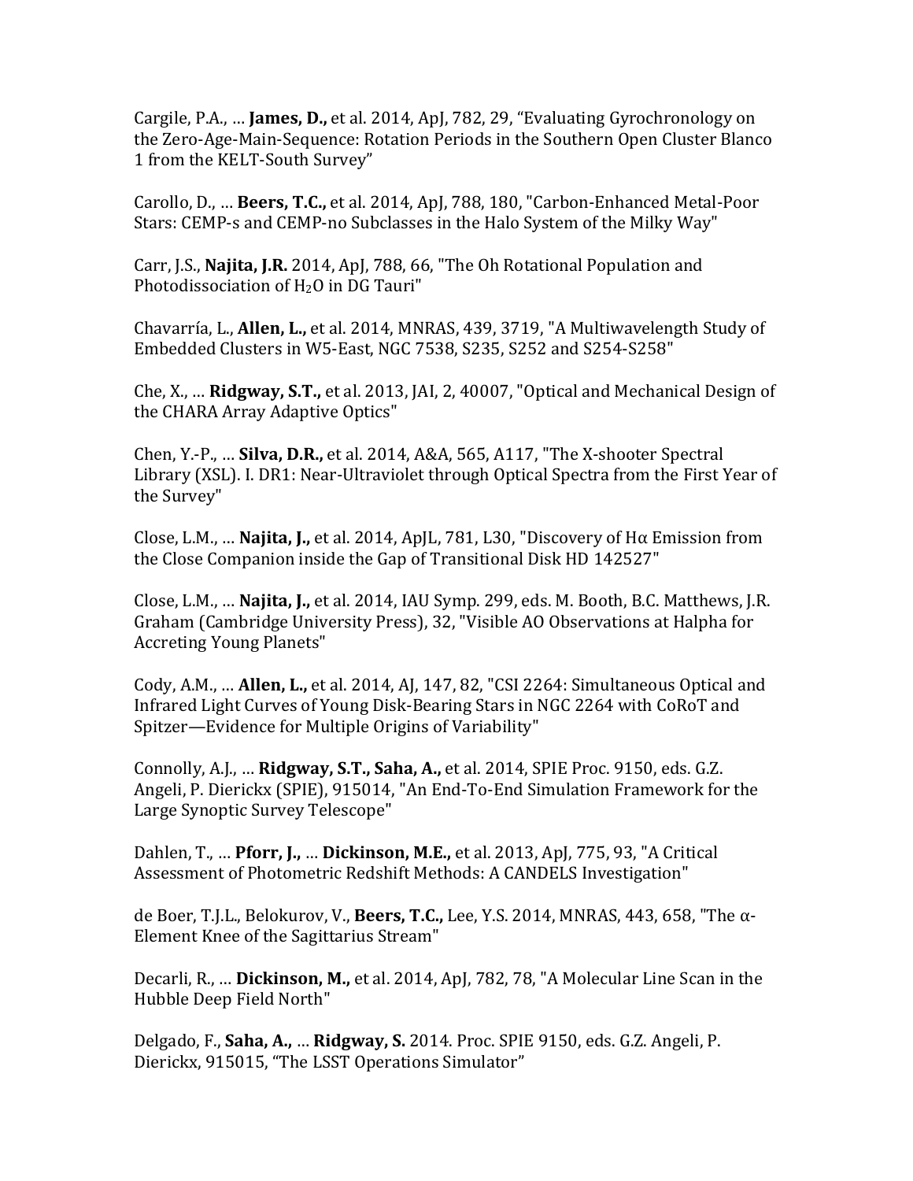Cargile, P.A., … **James, D.,** et al. 2014, ApJ, 782, 29, "Evaluating Gyrochronology on the Zero-Age-Main-Sequence: Rotation Periods in the Southern Open Cluster Blanco 1 from the KELT-South Survey"

Carollo, D., … **Beers, T.C.,** et al. 2014, ApJ, 788, 180, "Carbon-Enhanced Metal-Poor Stars: CEMP-s and CEMP-no Subclasses in the Halo System of the Milky Way"

Carr, J.S., **Najita, J.R.** 2014, ApJ, 788, 66, "The Oh Rotational Population and Photodissociation of $H_2O$ in DG Tauri"

Chavarría, L., **Allen, L.,** et al. 2014, MNRAS, 439, 3719, "A Multiwavelength Study of Embedded Clusters in W5-East, NGC 7538, S235, S252 and S254-S258"

Che, X., … **Ridgway, S.T.,** et al. 2013, JAI, 2, 40007, "Optical and Mechanical Design of the CHARA Array Adaptive Optics"

Chen, Y.-P., … **Silva, D.R.,** et al. 2014, A&A, 565, A117, "The X-shooter Spectral Library (XSL). I. DR1: Near-Ultraviolet through Optical Spectra from the First Year of the Survey"

Close, L.M., … **Najita, J.,** et al. 2014, ApJL, 781, L30, "Discovery of Hα Emission from the Close Companion inside the Gap of Transitional Disk HD 142527"

Close, L.M., … **Najita, J.,** et al. 2014, IAU Symp. 299, eds. M. Booth, B.C. Matthews, J.R. Graham (Cambridge University Press), 32, "Visible AO Observations at Halpha for Accreting Young Planets"

Cody, A.M., … **Allen, L.,** et al. 2014, AJ, 147, 82, "CSI 2264: Simultaneous Optical and Infrared Light Curves of Young Disk-Bearing Stars in NGC 2264 with CoRoT and Spitzer—Evidence for Multiple Origins of Variability"

Connolly, A.J., … **Ridgway, S.T., Saha, A.,** et al. 2014, SPIE Proc. 9150, eds. G.Z. Angeli, P. Dierickx (SPIE), 915014, "An End-To-End Simulation Framework for the Large Synoptic Survey Telescope"

Dahlen, T., … **Pforr, J.,** … **Dickinson, M.E.,** et al. 2013, ApJ, 775, 93, "A Critical Assessment of Photometric Redshift Methods: A CANDELS Investigation"

de Boer, T.J.L., Belokurov, V., **Beers, T.C.,** Lee, Y.S. 2014, MNRAS, 443, 658, "The α-Element Knee of the Sagittarius Stream"

Decarli, R., … **Dickinson, M.,** et al. 2014, ApJ, 782, 78, "A Molecular Line Scan in the Hubble Deep Field North"

Delgado, F., **Saha, A.,** … **Ridgway, S.** 2014. Proc. SPIE 9150, eds. G.Z. Angeli, P. Dierickx, 915015, "The LSST Operations Simulator"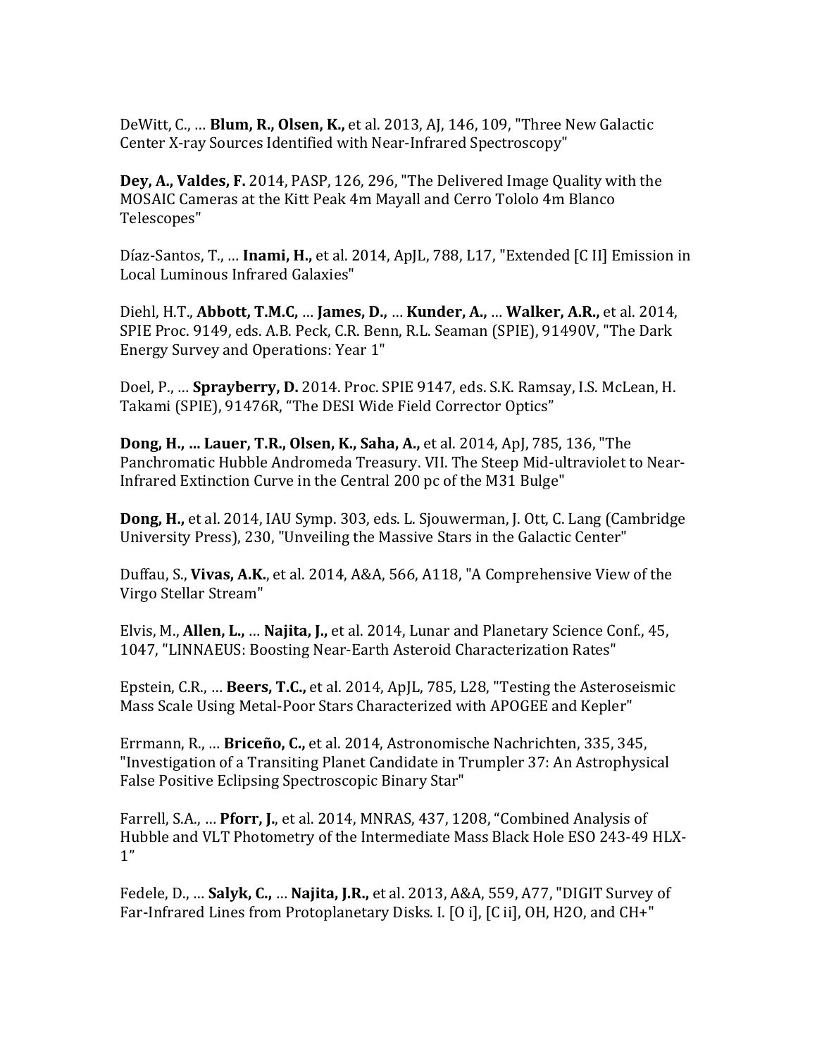DeWitt, C., … **Blum, R., Olsen, K.,** et al. 2013, AJ, 146, 109, "Three New Galactic Center X-ray Sources Identified with Near-Infrared Spectroscopy"

**Dey, A., Valdes, F.** 2014, PASP, 126, 296, "The Delivered Image Quality with the MOSAIC Cameras at the Kitt Peak 4m Mayall and Cerro Tololo 4m Blanco Telescopes"

Díaz-Santos, T., … **Inami, H.,** et al. 2014, ApJL, 788, L17, "Extended [C II] Emission in Local Luminous Infrared Galaxies"

Diehl, H.T., **Abbott, T.M.C,** … **James, D.,** … **Kunder, A.,** … **Walker, A.R.,** et al. 2014, SPIE Proc. 9149, eds. A.B. Peck, C.R. Benn, R.L. Seaman (SPIE), 91490V, "The Dark Energy Survey and Operations: Year 1"

Doel, P., … **Sprayberry, D.** 2014. Proc. SPIE 9147, eds. S.K. Ramsay, I.S. McLean, H. Takami (SPIE), 91476R, "The DESI Wide Field Corrector Optics"

**Dong, H., … Lauer, T.R., Olsen, K., Saha, A.,** et al. 2014, ApJ, 785, 136, "The Panchromatic Hubble Andromeda Treasury. VII. The Steep Mid-ultraviolet to Near-Infrared Extinction Curve in the Central 200 pc of the M31 Bulge"

**Dong, H.,** et al. 2014, IAU Symp. 303, eds. L. Sjouwerman, J. Ott, C. Lang (Cambridge University Press), 230, "Unveiling the Massive Stars in the Galactic Center"

Duffau, S., **Vivas, A.K.**, et al. 2014, A&A, 566, A118, "A Comprehensive View of the Virgo Stellar Stream"

Elvis, M., **Allen, L.,** … **Najita, J.,** et al. 2014, Lunar and Planetary Science Conf., 45, 1047, "LINNAEUS: Boosting Near-Earth Asteroid Characterization Rates"

Epstein, C.R., … **Beers, T.C.,** et al. 2014, ApJL, 785, L28, "Testing the Asteroseismic Mass Scale Using Metal-Poor Stars Characterized with APOGEE and Kepler"

Errmann, R., … **Briceño, C.,** et al. 2014, Astronomische Nachrichten, 335, 345, "Investigation of a Transiting Planet Candidate in Trumpler 37: An Astrophysical False Positive Eclipsing Spectroscopic Binary Star"

Farrell, S.A., … **Pforr, J.**, et al. 2014, MNRAS, 437, 1208, "Combined Analysis of Hubble and VLT Photometry of the Intermediate Mass Black Hole ESO 243-49 HLX-1"

Fedele, D., … **Salyk, C.,** … **Najita, J.R.,** et al. 2013, A&A, 559, A77, "DIGIT Survey of Far-Infrared Lines from Protoplanetary Disks. I. [O i], [C ii], OH, H2O, and CH+"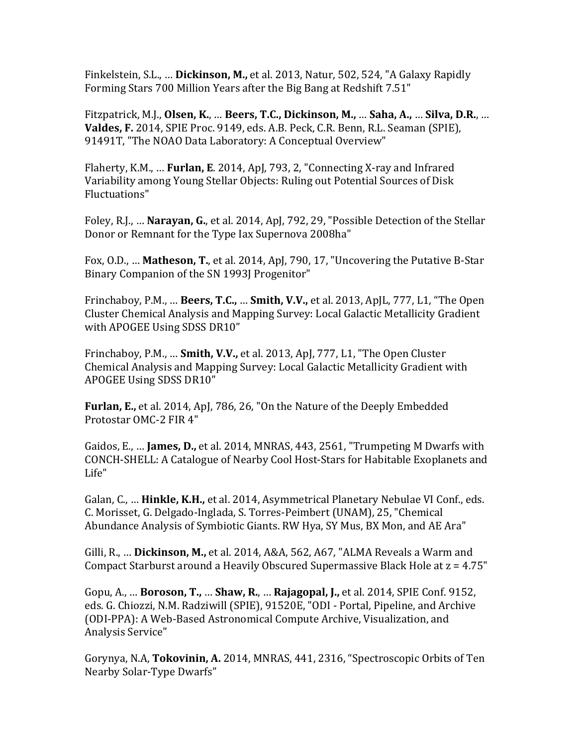Finkelstein, S.L., … **Dickinson, M.,** et al. 2013, Natur, 502, 524, "A Galaxy Rapidly Forming Stars 700 Million Years after the Big Bang at Redshift 7.51"

Fitzpatrick, M.J., **Olsen, K.**, … **Beers, T.C., Dickinson, M.,** … **Saha, A.,** … **Silva, D.R.**, … **Valdes, F.** 2014, SPIE Proc. 9149, eds. A.B. Peck, C.R. Benn, R.L. Seaman (SPIE), 91491T, "The NOAO Data Laboratory: A Conceptual Overview"

Flaherty, K.M., … **Furlan, E**. 2014, ApJ, 793, 2, "Connecting X-ray and Infrared Variability among Young Stellar Objects: Ruling out Potential Sources of Disk Fluctuations"

Foley, R.J., … **Narayan, G.**, et al. 2014, ApJ, 792, 29, "Possible Detection of the Stellar Donor or Remnant for the Type Iax Supernova 2008ha"

Fox, O.D., … **Matheson, T.**, et al. 2014, ApJ, 790, 17, "Uncovering the Putative B-Star Binary Companion of the SN 1993J Progenitor"

Frinchaboy, P.M., … **Beers, T.C.,** … **Smith, V.V.,** et al. 2013, ApJL, 777, L1, "The Open Cluster Chemical Analysis and Mapping Survey: Local Galactic Metallicity Gradient with APOGEE Using SDSS DR10"

Frinchaboy, P.M., … **Smith, V.V.,** et al. 2013, ApJ, 777, L1, "The Open Cluster Chemical Analysis and Mapping Survey: Local Galactic Metallicity Gradient with APOGEE Using SDSS DR10"

**Furlan, E.,** et al. 2014, ApJ, 786, 26, "On the Nature of the Deeply Embedded Protostar OMC-2 FIR 4"

Gaidos, E., … **James, D.,** et al. 2014, MNRAS, 443, 2561, "Trumpeting M Dwarfs with CONCH-SHELL: A Catalogue of Nearby Cool Host-Stars for Habitable Exoplanets and Life"

Galan, C., … **Hinkle, K.H.,** et al. 2014, Asymmetrical Planetary Nebulae VI Conf., eds. C. Morisset, G. Delgado-Inglada, S. Torres-Peimbert (UNAM), 25, "Chemical Abundance Analysis of Symbiotic Giants. RW Hya, SY Mus, BX Mon, and AE Ara"

Gilli, R., … **Dickinson, M.,** et al. 2014, A&A, 562, A67, "ALMA Reveals a Warm and Compact Starburst around a Heavily Obscured Supermassive Black Hole at z = 4.75"

Gopu, A., … **Boroson, T.,** … **Shaw, R.**, … **Rajagopal, J.,** et al. 2014, SPIE Conf. 9152, eds. G. Chiozzi, N.M. Radziwill (SPIE), 91520E, "ODI - Portal, Pipeline, and Archive (ODI-PPA): A Web-Based Astronomical Compute Archive, Visualization, and Analysis Service"

Gorynya, N.A, **Tokovinin, A.** 2014, MNRAS, 441, 2316, "Spectroscopic Orbits of Ten Nearby Solar-Type Dwarfs"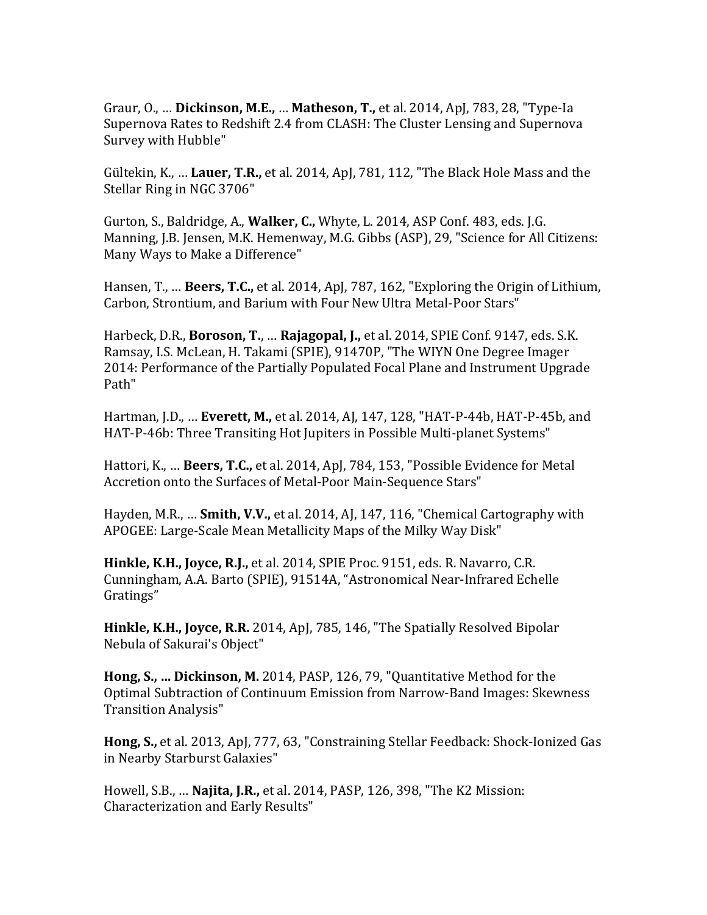Graur, O., … **Dickinson, M.E.,** … **Matheson, T.,** et al. 2014, ApJ, 783, 28, "Type-Ia Supernova Rates to Redshift 2.4 from CLASH: The Cluster Lensing and Supernova Survey with Hubble"

Gültekin, K., … **Lauer, T.R.,** et al. 2014, ApJ, 781, 112, "The Black Hole Mass and the Stellar Ring in NGC 3706"

Gurton, S., Baldridge, A., **Walker, C.,** Whyte, L. 2014, ASP Conf. 483, eds. J.G. Manning, J.B. Jensen, M.K. Hemenway, M.G. Gibbs (ASP), 29, "Science for All Citizens: Many Ways to Make a Difference"

Hansen, T., … **Beers, T.C.,** et al. 2014, ApJ, 787, 162, "Exploring the Origin of Lithium, Carbon, Strontium, and Barium with Four New Ultra Metal-Poor Stars"

Harbeck, D.R., **Boroson, T.**, … **Rajagopal, J.,** et al. 2014, SPIE Conf. 9147, eds. S.K. Ramsay, I.S. McLean, H. Takami (SPIE), 91470P, "The WIYN One Degree Imager 2014: Performance of the Partially Populated Focal Plane and Instrument Upgrade Path"

Hartman, J.D., … **Everett, M.,** et al. 2014, AJ, 147, 128, "HAT-P-44b, HAT-P-45b, and HAT-P-46b: Three Transiting Hot Jupiters in Possible Multi-planet Systems"

Hattori, K., … **Beers, T.C.,** et al. 2014, ApJ, 784, 153, "Possible Evidence for Metal Accretion onto the Surfaces of Metal-Poor Main-Sequence Stars"

Hayden, M.R., … **Smith, V.V.,** et al. 2014, AJ, 147, 116, "Chemical Cartography with APOGEE: Large-Scale Mean Metallicity Maps of the Milky Way Disk"

**Hinkle, K.H., Joyce, R.J.,** et al. 2014, SPIE Proc. 9151, eds. R. Navarro, C.R. Cunningham, A.A. Barto (SPIE), 91514A, "Astronomical Near-Infrared Echelle Gratings"

**Hinkle, K.H., Joyce, R.R.** 2014, ApJ, 785, 146, "The Spatially Resolved Bipolar Nebula of Sakurai's Object"

**Hong, S., ... Dickinson, M.** 2014, PASP, 126, 79, "Quantitative Method for the Optimal Subtraction of Continuum Emission from Narrow-Band Images: Skewness Transition Analysis"

**Hong, S.,** et al. 2013, ApJ, 777, 63, "Constraining Stellar Feedback: Shock-Ionized Gas in Nearby Starburst Galaxies"

Howell, S.B., … **Najita, J.R.,** et al. 2014, PASP, 126, 398, "The K2 Mission: Characterization and Early Results"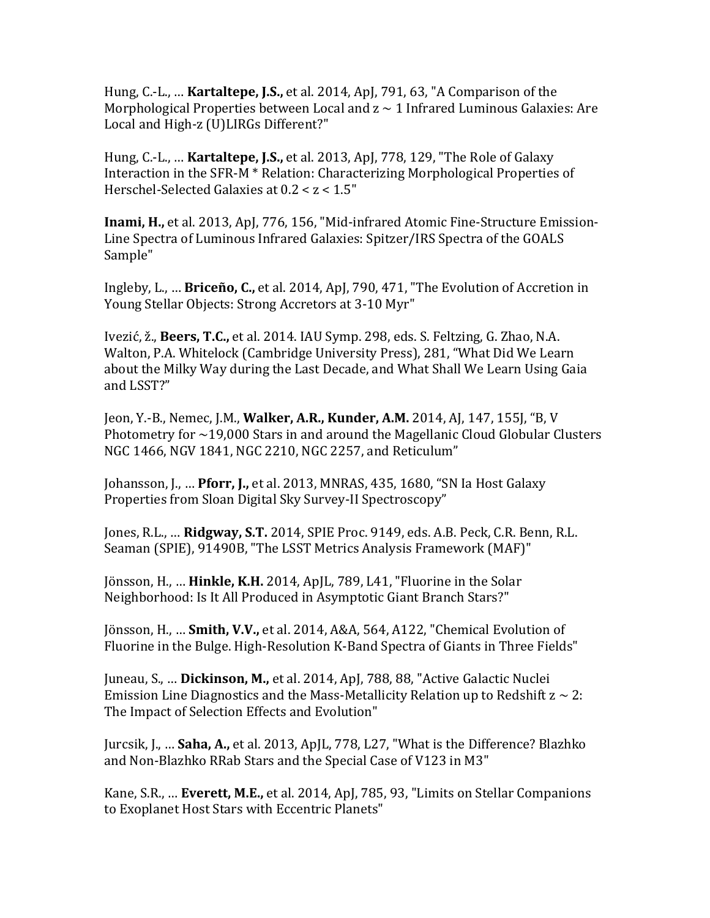Hung, C.-L., … **Kartaltepe, J.S.,** et al. 2014, ApJ, 791, 63, "A Comparison of the Morphological Properties between Local and z ~ 1 Infrared Luminous Galaxies: Are Local and High-z (U)LIRGs Different?"

Hung, C.-L., … **Kartaltepe, J.S.,** et al. 2013, ApJ, 778, 129, "The Role of Galaxy Interaction in the SFR-M * Relation: Characterizing Morphological Properties of Herschel-Selected Galaxies at 0.2 < z < 1.5"

**Inami, H.,** et al. 2013, ApJ, 776, 156, "Mid-infrared Atomic Fine-Structure Emission-Line Spectra of Luminous Infrared Galaxies: Spitzer/IRS Spectra of the GOALS Sample"

Ingleby, L., … **Briceño, C.,** et al. 2014, ApJ, 790, 471, "The Evolution of Accretion in Young Stellar Objects: Strong Accretors at 3-10 Myr"

Ivezić, ž., **Beers, T.C.,** et al. 2014. IAU Symp. 298, eds. S. Feltzing, G. Zhao, N.A. Walton, P.A. Whitelock (Cambridge University Press), 281, "What Did We Learn about the Milky Way during the Last Decade, and What Shall We Learn Using Gaia and LSST?"

Jeon, Y.-B., Nemec, J.M., **Walker, A.R., Kunder, A.M.** 2014, AJ, 147, 155J, "B, V Photometry for ~19,000 Stars in and around the Magellanic Cloud Globular Clusters NGC 1466, NGV 1841, NGC 2210, NGC 2257, and Reticulum"

Johansson, J., … **Pforr, J.,** et al. 2013, MNRAS, 435, 1680, "SN Ia Host Galaxy Properties from Sloan Digital Sky Survey-II Spectroscopy"

Jones, R.L., … **Ridgway, S.T.** 2014, SPIE Proc. 9149, eds. A.B. Peck, C.R. Benn, R.L. Seaman (SPIE), 91490B, "The LSST Metrics Analysis Framework (MAF)"

Jönsson, H., … **Hinkle, K.H.** 2014, ApJL, 789, L41, "Fluorine in the Solar Neighborhood: Is It All Produced in Asymptotic Giant Branch Stars?"

Jönsson, H., … **Smith, V.V.,** et al. 2014, A&A, 564, A122, "Chemical Evolution of Fluorine in the Bulge. High-Resolution K-Band Spectra of Giants in Three Fields"

Juneau, S., … **Dickinson, M.,** et al. 2014, ApJ, 788, 88, "Active Galactic Nuclei Emission Line Diagnostics and the Mass-Metallicity Relation up to Redshift z ~ 2: The Impact of Selection Effects and Evolution"

Jurcsik, J., … **Saha, A.,** et al. 2013, ApJL, 778, L27, "What is the Difference? Blazhko and Non-Blazhko RRab Stars and the Special Case of V123 in M3"

Kane, S.R., … **Everett, M.E.,** et al. 2014, ApJ, 785, 93, "Limits on Stellar Companions to Exoplanet Host Stars with Eccentric Planets"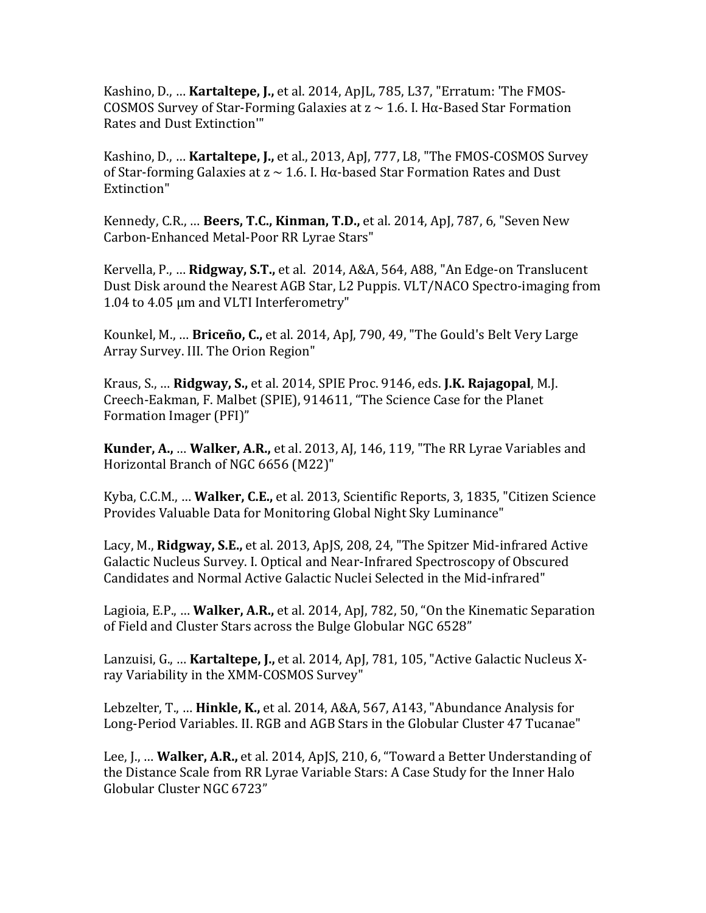Kashino, D., … **Kartaltepe, J.,** et al. 2014, ApJL, 785, L37, "Erratum: 'The FMOS-COSMOS Survey of Star-Forming Galaxies at z ~ 1.6. I. Hα-Based Star Formation Rates and Dust Extinction'"

Kashino, D., … **Kartaltepe, J.,** et al., 2013, ApJ, 777, L8, "The FMOS-COSMOS Survey of Star-forming Galaxies at z ~ 1.6. I. Hα-based Star Formation Rates and Dust Extinction"

Kennedy, C.R., … **Beers, T.C., Kinman, T.D.,** et al. 2014, ApJ, 787, 6, "Seven New Carbon-Enhanced Metal-Poor RR Lyrae Stars"

Kervella, P., … **Ridgway, S.T.,** et al. 2014, A&A, 564, A88, "An Edge-on Translucent Dust Disk around the Nearest AGB Star, L2 Puppis. VLT/NACO Spectro-imaging from 1.04 to 4.05 μm and VLTI Interferometry"

Kounkel, M., … **Briceño, C.,** et al. 2014, ApJ, 790, 49, "The Gould's Belt Very Large Array Survey. III. The Orion Region"

Kraus, S., … **Ridgway, S.,** et al. 2014, SPIE Proc. 9146, eds. **J.K. Rajagopal**, M.J. Creech-Eakman, F. Malbet (SPIE), 914611, "The Science Case for the Planet Formation Imager (PFI)"

**Kunder, A.,** … **Walker, A.R.,** et al. 2013, AJ, 146, 119, "The RR Lyrae Variables and Horizontal Branch of NGC 6656 (M22)"

Kyba, C.C.M., … **Walker, C.E.,** et al. 2013, Scientific Reports, 3, 1835, "Citizen Science Provides Valuable Data for Monitoring Global Night Sky Luminance"

Lacy, M., **Ridgway, S.E.,** et al. 2013, ApJS, 208, 24, "The Spitzer Mid-infrared Active Galactic Nucleus Survey. I. Optical and Near-Infrared Spectroscopy of Obscured Candidates and Normal Active Galactic Nuclei Selected in the Mid-infrared"

Lagioia, E.P., … **Walker, A.R.,** et al. 2014, ApJ, 782, 50, "On the Kinematic Separation of Field and Cluster Stars across the Bulge Globular NGC 6528"

Lanzuisi, G., … **Kartaltepe, J.,** et al. 2014, ApJ, 781, 105, "Active Galactic Nucleus X-ray Variability in the XMM-COSMOS Survey"

Lebzelter, T., … **Hinkle, K.,** et al. 2014, A&A, 567, A143, "Abundance Analysis for Long-Period Variables. II. RGB and AGB Stars in the Globular Cluster 47 Tucanae"

Lee, J., … **Walker, A.R.,** et al. 2014, ApJS, 210, 6, "Toward a Better Understanding of the Distance Scale from RR Lyrae Variable Stars: A Case Study for the Inner Halo Globular Cluster NGC 6723"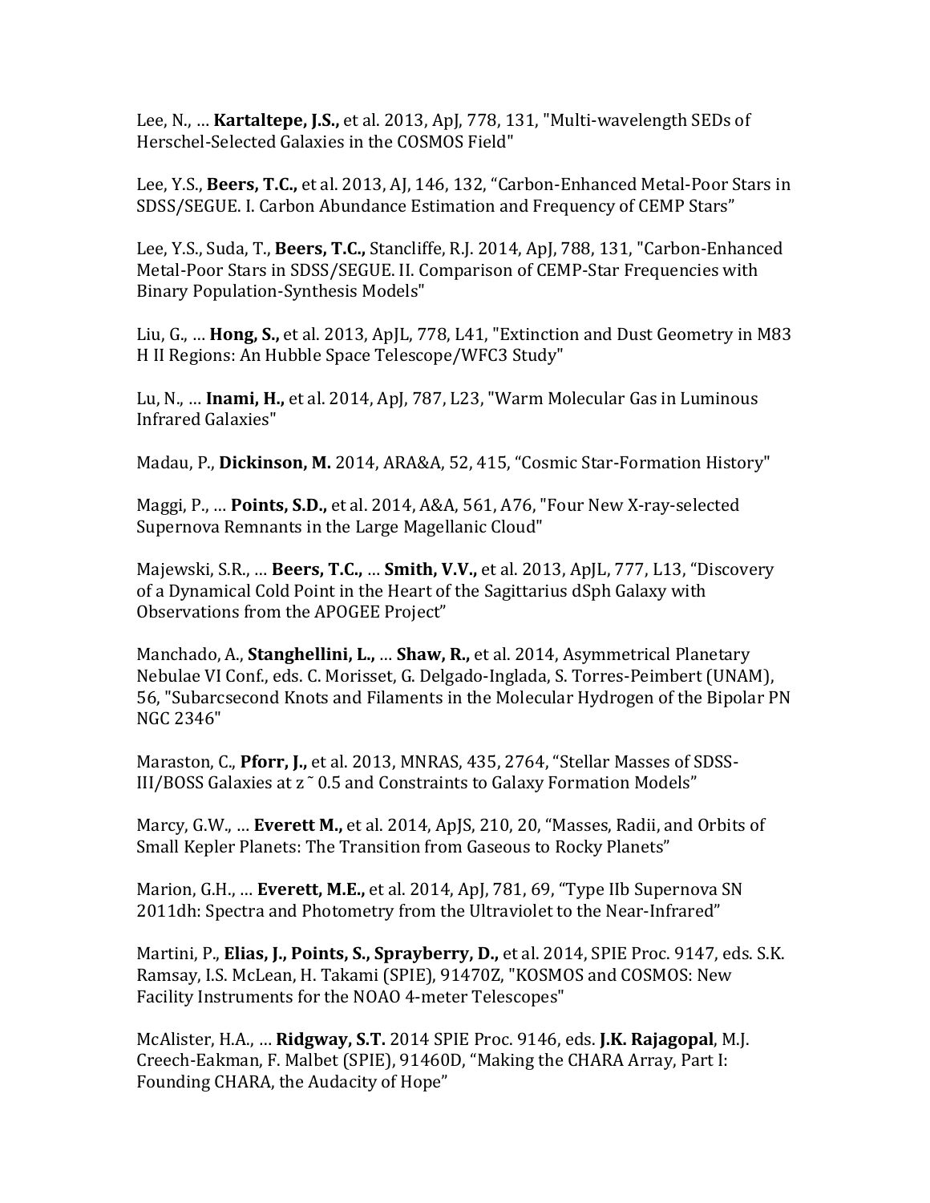Lee, N., … **Kartaltepe, J.S.,** et al. 2013, ApJ, 778, 131, "Multi-wavelength SEDs of Herschel-Selected Galaxies in the COSMOS Field"

Lee, Y.S., **Beers, T.C.,** et al. 2013, AJ, 146, 132, "Carbon-Enhanced Metal-Poor Stars in SDSS/SEGUE. I. Carbon Abundance Estimation and Frequency of CEMP Stars"

Lee, Y.S., Suda, T., **Beers, T.C.,** Stancliffe, R.J. 2014, ApJ, 788, 131, "Carbon-Enhanced Metal-Poor Stars in SDSS/SEGUE. II. Comparison of CEMP-Star Frequencies with Binary Population-Synthesis Models"

Liu, G., … **Hong, S.,** et al. 2013, ApJL, 778, L41, "Extinction and Dust Geometry in M83 H II Regions: An Hubble Space Telescope/WFC3 Study"

Lu, N., … **Inami, H.,** et al. 2014, ApJ, 787, L23, "Warm Molecular Gas in Luminous Infrared Galaxies"

Madau, P., **Dickinson, M.** 2014, ARA&A, 52, 415, "Cosmic Star-Formation History"

Maggi, P., … **Points, S.D.,** et al. 2014, A&A, 561, A76, "Four New X-ray-selected Supernova Remnants in the Large Magellanic Cloud"

Majewski, S.R., … **Beers, T.C.,** … **Smith, V.V.,** et al. 2013, ApJL, 777, L13, "Discovery of a Dynamical Cold Point in the Heart of the Sagittarius dSph Galaxy with Observations from the APOGEE Project"

Manchado, A., **Stanghellini, L.,** … **Shaw, R.,** et al. 2014, Asymmetrical Planetary Nebulae VI Conf., eds. C. Morisset, G. Delgado-Inglada, S. Torres-Peimbert (UNAM), 56, "Subarcsecond Knots and Filaments in the Molecular Hydrogen of the Bipolar PN NGC 2346"

Maraston, C., **Pforr, J.,** et al. 2013, MNRAS, 435, 2764, "Stellar Masses of SDSS-III/BOSS Galaxies at z ~ 0.5 and Constraints to Galaxy Formation Models"

Marcy, G.W., … **Everett M.,** et al. 2014, ApJS, 210, 20, "Masses, Radii, and Orbits of Small Kepler Planets: The Transition from Gaseous to Rocky Planets"

Marion, G.H., … **Everett, M.E.,** et al. 2014, ApJ, 781, 69, "Type IIb Supernova SN 2011dh: Spectra and Photometry from the Ultraviolet to the Near-Infrared"

Martini, P., **Elias, J., Points, S., Sprayberry, D.,** et al. 2014, SPIE Proc. 9147, eds. S.K. Ramsay, I.S. McLean, H. Takami (SPIE), 91470Z, "KOSMOS and COSMOS: New Facility Instruments for the NOAO 4-meter Telescopes"

McAlister, H.A., … **Ridgway, S.T.** 2014 SPIE Proc. 9146, eds. **J.K. Rajagopal**, M.J. Creech-Eakman, F. Malbet (SPIE), 91460D, "Making the CHARA Array, Part I: Founding CHARA, the Audacity of Hope"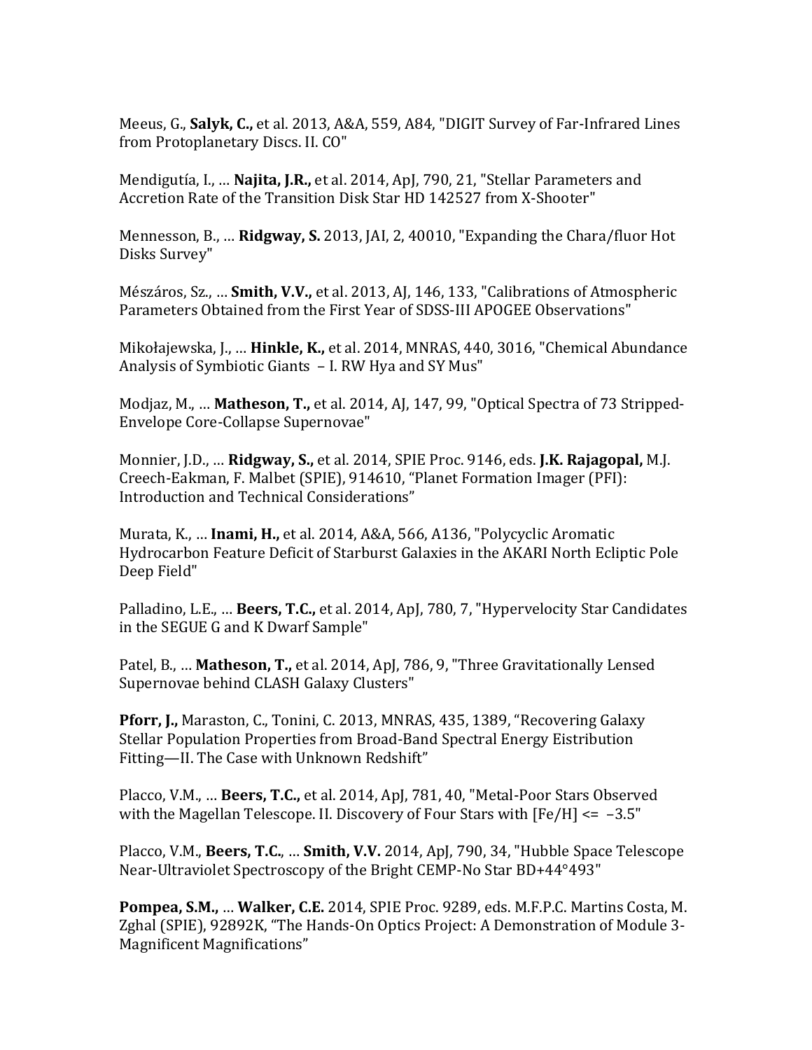Meeus, G., **Salyk, C.,** et al. 2013, A&A, 559, A84, "DIGIT Survey of Far-Infrared Lines from Protoplanetary Discs. II. CO"

Mendigutía, I., … **Najita, J.R.,** et al. 2014, ApJ, 790, 21, "Stellar Parameters and Accretion Rate of the Transition Disk Star HD 142527 from X-Shooter"

Mennesson, B., … **Ridgway, S.** 2013, JAI, 2, 40010, "Expanding the Chara/fluor Hot Disks Survey"

Mészáros, Sz., … **Smith, V.V.,** et al. 2013, AJ, 146, 133, "Calibrations of Atmospheric Parameters Obtained from the First Year of SDSS-III APOGEE Observations"

Mikołajewska, J., … **Hinkle, K.,** et al. 2014, MNRAS, 440, 3016, "Chemical Abundance Analysis of Symbiotic Giants – I. RW Hya and SY Mus"

Modjaz, M., … **Matheson, T.,** et al. 2014, AJ, 147, 99, "Optical Spectra of 73 Stripped-Envelope Core-Collapse Supernovae"

Monnier, J.D., … **Ridgway, S.,** et al. 2014, SPIE Proc. 9146, eds. **J.K. Rajagopal,** M.J. Creech-Eakman, F. Malbet (SPIE), 914610, "Planet Formation Imager (PFI): Introduction and Technical Considerations"

Murata, K., … **Inami, H.,** et al. 2014, A&A, 566, A136, "Polycyclic Aromatic Hydrocarbon Feature Deficit of Starburst Galaxies in the AKARI North Ecliptic Pole Deep Field"

Palladino, L.E., … **Beers, T.C.,** et al. 2014, ApJ, 780, 7, "Hypervelocity Star Candidates in the SEGUE G and K Dwarf Sample"

Patel, B., … **Matheson, T.,** et al. 2014, ApJ, 786, 9, "Three Gravitationally Lensed Supernovae behind CLASH Galaxy Clusters"

**Pforr, J.,** Maraston, C., Tonini, C. 2013, MNRAS, 435, 1389, "Recovering Galaxy Stellar Population Properties from Broad-Band Spectral Energy Eistribution Fitting—II. The Case with Unknown Redshift"

Placco, V.M., … **Beers, T.C.,** et al. 2014, ApJ, 781, 40, "Metal-Poor Stars Observed with the Magellan Telescope. II. Discovery of Four Stars with [Fe/H] <= –3.5"

Placco, V.M., **Beers, T.C.,** … **Smith, V.V.** 2014, ApJ, 790, 34, "Hubble Space Telescope Near-Ultraviolet Spectroscopy of the Bright CEMP-No Star BD+44°493"

**Pompea, S.M.,** … **Walker, C.E.** 2014, SPIE Proc. 9289, eds. M.F.P.C. Martins Costa, M. Zghal (SPIE), 92892K, "The Hands-On Optics Project: A Demonstration of Module 3-Magnificent Magnifications"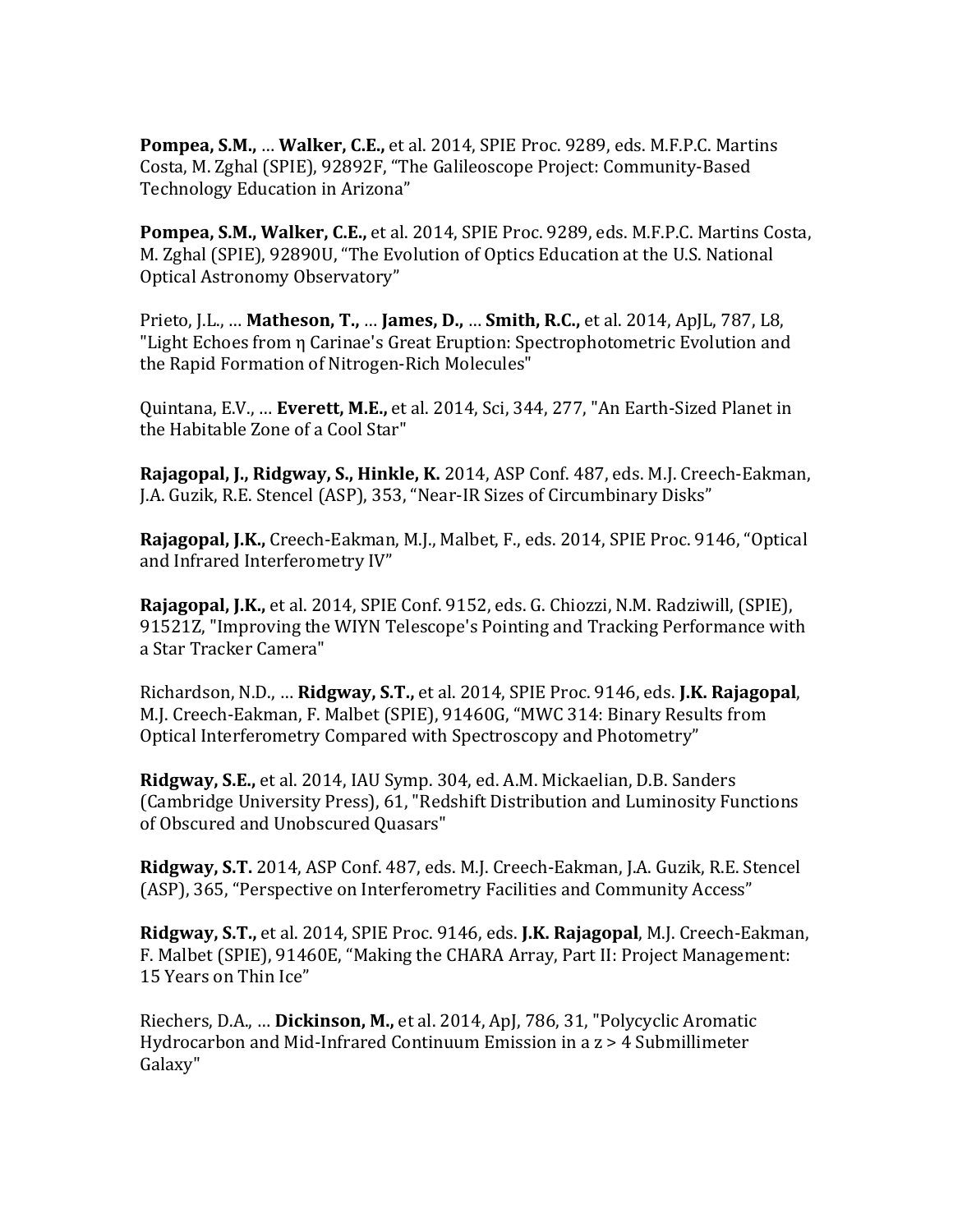**Pompea, S.M.,** … **Walker, C.E.,** et al. 2014, SPIE Proc. 9289, eds. M.F.P.C. Martins Costa, M. Zghal (SPIE), 92892F, "The Galileoscope Project: Community-Based Technology Education in Arizona"

**Pompea, S.M., Walker, C.E.,** et al. 2014, SPIE Proc. 9289, eds. M.F.P.C. Martins Costa, M. Zghal (SPIE), 92890U, "The Evolution of Optics Education at the U.S. National Optical Astronomy Observatory"

Prieto, J.L., … **Matheson, T.,** … **James, D.,** … **Smith, R.C.,** et al. 2014, ApJL, 787, L8, "Light Echoes from η Carinae's Great Eruption: Spectrophotometric Evolution and the Rapid Formation of Nitrogen-Rich Molecules"

Quintana, E.V., … **Everett, M.E.,** et al. 2014, Sci, 344, 277, "An Earth-Sized Planet in the Habitable Zone of a Cool Star"

**Rajagopal, J., Ridgway, S., Hinkle, K.** 2014, ASP Conf. 487, eds. M.J. Creech-Eakman, J.A. Guzik, R.E. Stencel (ASP), 353, "Near-IR Sizes of Circumbinary Disks"

**Rajagopal, J.K.,** Creech-Eakman, M.J., Malbet, F., eds. 2014, SPIE Proc. 9146, "Optical and Infrared Interferometry IV"

**Rajagopal, J.K.,** et al. 2014, SPIE Conf. 9152, eds. G. Chiozzi, N.M. Radziwill, (SPIE), 91521Z, "Improving the WIYN Telescope's Pointing and Tracking Performance with a Star Tracker Camera"

Richardson, N.D., … **Ridgway, S.T.,** et al. 2014, SPIE Proc. 9146, eds. **J.K. Rajagopal**, M.J. Creech-Eakman, F. Malbet (SPIE), 91460G, "MWC 314: Binary Results from Optical Interferometry Compared with Spectroscopy and Photometry"

**Ridgway, S.E.,** et al. 2014, IAU Symp. 304, ed. A.M. Mickaelian, D.B. Sanders (Cambridge University Press), 61, "Redshift Distribution and Luminosity Functions of Obscured and Unobscured Quasars"

**Ridgway, S.T.** 2014, ASP Conf. 487, eds. M.J. Creech-Eakman, J.A. Guzik, R.E. Stencel (ASP), 365, "Perspective on Interferometry Facilities and Community Access"

**Ridgway, S.T.,** et al. 2014, SPIE Proc. 9146, eds. **J.K. Rajagopal**, M.J. Creech-Eakman, F. Malbet (SPIE), 91460E, "Making the CHARA Array, Part II: Project Management: 15 Years on Thin Ice"

Riechers, D.A., … **Dickinson, M.,** et al. 2014, ApJ, 786, 31, "Polycyclic Aromatic Hydrocarbon and Mid-Infrared Continuum Emission in a $z > 4$ Submillimeter Galaxy"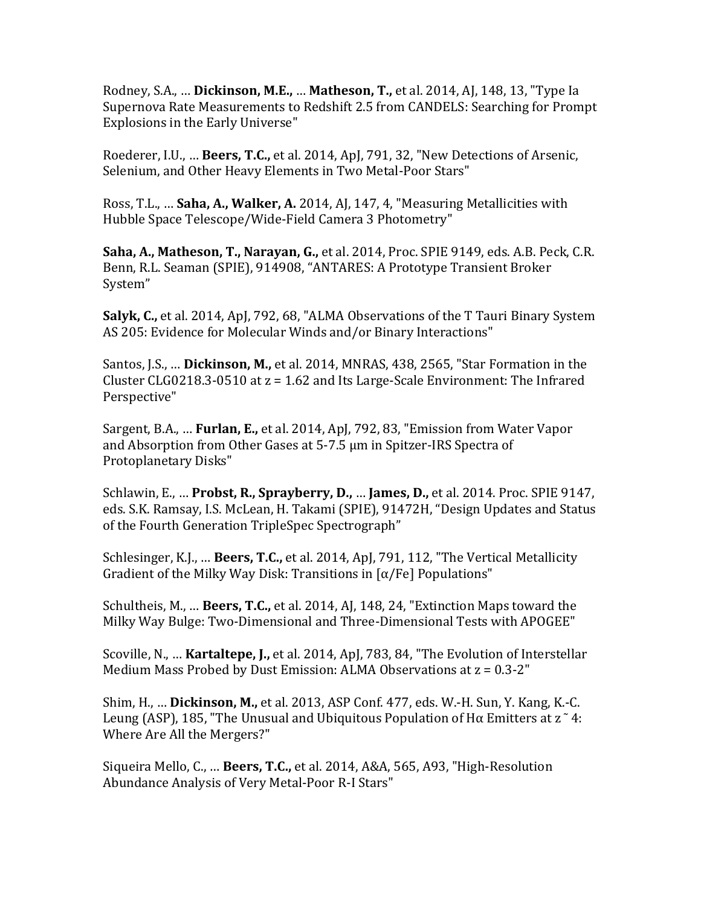Rodney, S.A., … **Dickinson, M.E.,** … **Matheson, T.,** et al. 2014, AJ, 148, 13, "Type Ia Supernova Rate Measurements to Redshift 2.5 from CANDELS: Searching for Prompt Explosions in the Early Universe"

Roederer, I.U., … **Beers, T.C.,** et al. 2014, ApJ, 791, 32, "New Detections of Arsenic, Selenium, and Other Heavy Elements in Two Metal-Poor Stars"

Ross, T.L., … **Saha, A., Walker, A.** 2014, AJ, 147, 4, "Measuring Metallicities with Hubble Space Telescope/Wide-Field Camera 3 Photometry"

**Saha, A., Matheson, T., Narayan, G.,** et al. 2014, Proc. SPIE 9149, eds. A.B. Peck, C.R. Benn, R.L. Seaman (SPIE), 914908, "ANTARES: A Prototype Transient Broker System"

**Salyk, C.,** et al. 2014, ApJ, 792, 68, "ALMA Observations of the T Tauri Binary System AS 205: Evidence for Molecular Winds and/or Binary Interactions"

Santos, J.S., … **Dickinson, M.,** et al. 2014, MNRAS, 438, 2565, "Star Formation in the Cluster CLG0218.3-0510 at z = 1.62 and Its Large-Scale Environment: The Infrared Perspective"

Sargent, B.A., … **Furlan, E.,** et al. 2014, ApJ, 792, 83, "Emission from Water Vapor and Absorption from Other Gases at 5-7.5 μm in Spitzer-IRS Spectra of Protoplanetary Disks"

Schlawin, E., … **Probst, R., Sprayberry, D.,** … **James, D.,** et al. 2014. Proc. SPIE 9147, eds. S.K. Ramsay, I.S. McLean, H. Takami (SPIE), 91472H, "Design Updates and Status of the Fourth Generation TripleSpec Spectrograph"

Schlesinger, K.J., … **Beers, T.C.,** et al. 2014, ApJ, 791, 112, "The Vertical Metallicity Gradient of the Milky Way Disk: Transitions in [α/Fe] Populations"

Schultheis, M., … **Beers, T.C.,** et al. 2014, AJ, 148, 24, "Extinction Maps toward the Milky Way Bulge: Two-Dimensional and Three-Dimensional Tests with APOGEE"

Scoville, N., … **Kartaltepe, J.,** et al. 2014, ApJ, 783, 84, "The Evolution of Interstellar Medium Mass Probed by Dust Emission: ALMA Observations at z = 0.3-2"

Shim, H., … **Dickinson, M.,** et al. 2013, ASP Conf. 477, eds. W.-H. Sun, Y. Kang, K.-C. Leung (ASP), 185, "The Unusual and Ubiquitous Population of Hα Emitters at z ˜ 4: Where Are All the Mergers?"

Siqueira Mello, C., … **Beers, T.C.,** et al. 2014, A&A, 565, A93, "High-Resolution Abundance Analysis of Very Metal-Poor R-I Stars"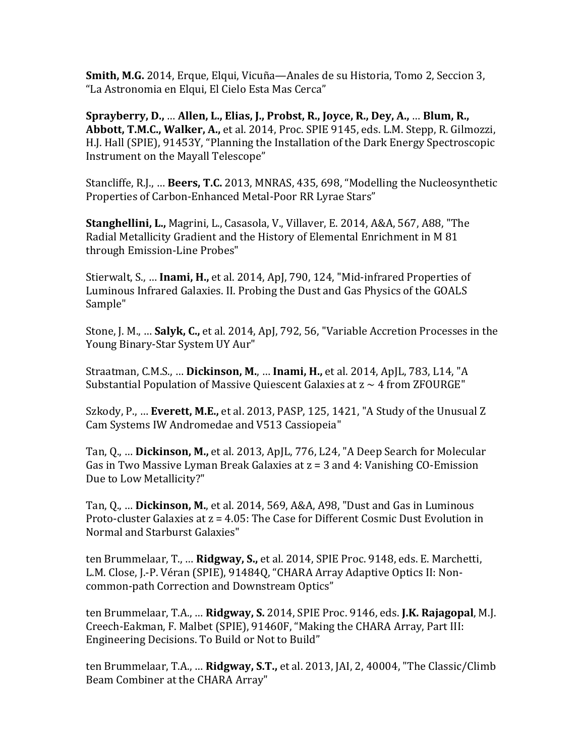**Smith, M.G.** 2014, Erque, Elqui, Vicuña—Anales de su Historia, Tomo 2, Seccion 3, “La Astronomia en Elqui, El Cielo Esta Mas Cerca”

**Sprayberry, D.,** … **Allen, L., Elias, J., Probst, R., Joyce, R., Dey, A.,** … **Blum, R., Abbott, T.M.C., Walker, A.,** et al. 2014, Proc. SPIE 9145, eds. L.M. Stepp, R. Gilmozzi, H.J. Hall (SPIE), 91453Y, “Planning the Installation of the Dark Energy Spectroscopic Instrument on the Mayall Telescope”

Stancliffe, R.J., … **Beers, T.C.** 2013, MNRAS, 435, 698, “Modelling the Nucleosynthetic Properties of Carbon-Enhanced Metal-Poor RR Lyrae Stars”

**Stanghellini, L.,** Magrini, L., Casasola, V., Villaver, E. 2014, A&A, 567, A88, "The Radial Metallicity Gradient and the History of Elemental Enrichment in M 81 through Emission-Line Probes"

Stierwalt, S., … **Inami, H.,** et al. 2014, ApJ, 790, 124, "Mid-infrared Properties of Luminous Infrared Galaxies. II. Probing the Dust and Gas Physics of the GOALS Sample"

Stone, J. M., … **Salyk, C.,** et al. 2014, ApJ, 792, 56, "Variable Accretion Processes in the Young Binary-Star System UY Aur"

Straatman, C.M.S., … **Dickinson, M.**, … **Inami, H.,** et al. 2014, ApJL, 783, L14, "A Substantial Population of Massive Quiescent Galaxies at $z \sim 4$ from ZFOURGE"

Szkody, P., … **Everett, M.E.,** et al. 2013, PASP, 125, 1421, "A Study of the Unusual Z Cam Systems IW Andromedae and V513 Cassiopeia"

Tan, Q., … **Dickinson, M.,** et al. 2013, ApJL, 776, L24, "A Deep Search for Molecular Gas in Two Massive Lyman Break Galaxies at $z = 3$ and 4: Vanishing CO-Emission Due to Low Metallicity?"

Tan, Q., … **Dickinson, M.**, et al. 2014, 569, A&A, A98, "Dust and Gas in Luminous Proto-cluster Galaxies at $z = 4.05$: The Case for Different Cosmic Dust Evolution in Normal and Starburst Galaxies"

ten Brummelaar, T., … **Ridgway, S.,** et al. 2014, SPIE Proc. 9148, eds. E. Marchetti, L.M. Close, J.-P. Véran (SPIE), 91484Q, “CHARA Array Adaptive Optics II: Non-common-path Correction and Downstream Optics”

ten Brummelaar, T.A., … **Ridgway, S.** 2014, SPIE Proc. 9146, eds. **J.K. Rajagopal**, M.J. Creech-Eakman, F. Malbet (SPIE), 91460F, “Making the CHARA Array, Part III: Engineering Decisions. To Build or Not to Build”

ten Brummelaar, T.A., … **Ridgway, S.T.,** et al. 2013, JAI, 2, 40004, "The Classic/Climb Beam Combiner at the CHARA Array"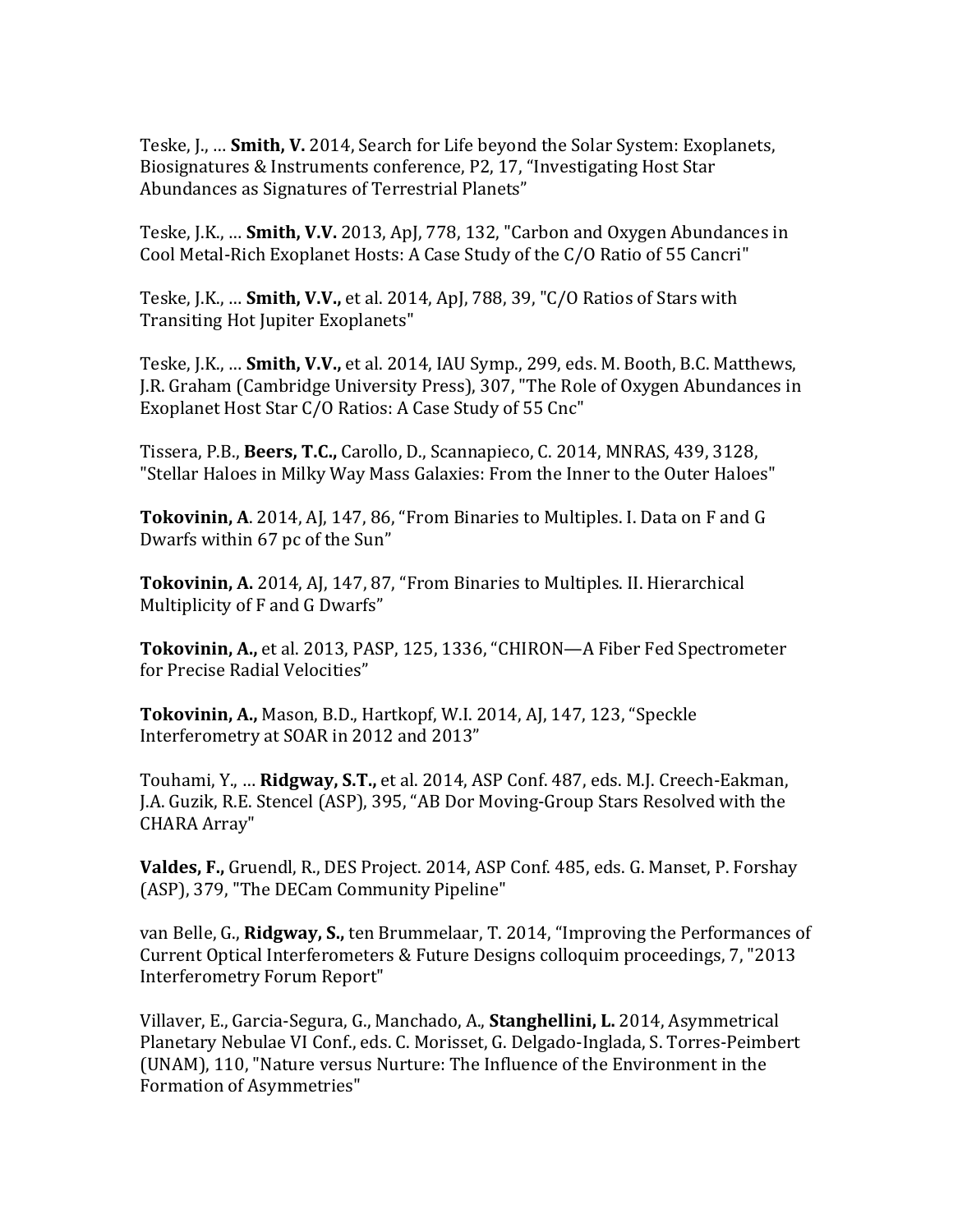Teske, J., … **Smith, V.** 2014, Search for Life beyond the Solar System: Exoplanets, Biosignatures & Instruments conference, P2, 17, "Investigating Host Star Abundances as Signatures of Terrestrial Planets"

Teske, J.K., … **Smith, V.V.** 2013, ApJ, 778, 132, "Carbon and Oxygen Abundances in Cool Metal-Rich Exoplanet Hosts: A Case Study of the C/O Ratio of 55 Cancri"

Teske, J.K., … **Smith, V.V.,** et al. 2014, ApJ, 788, 39, "C/O Ratios of Stars with Transiting Hot Jupiter Exoplanets"

Teske, J.K., … **Smith, V.V.,** et al. 2014, IAU Symp., 299, eds. M. Booth, B.C. Matthews, J.R. Graham (Cambridge University Press), 307, "The Role of Oxygen Abundances in Exoplanet Host Star C/O Ratios: A Case Study of 55 Cnc"

Tissera, P.B., **Beers, T.C.,** Carollo, D., Scannapieco, C. 2014, MNRAS, 439, 3128, "Stellar Haloes in Milky Way Mass Galaxies: From the Inner to the Outer Haloes"

**Tokovinin, A**. 2014, AJ, 147, 86, "From Binaries to Multiples. I. Data on F and G Dwarfs within 67 pc of the Sun"

**Tokovinin, A.** 2014, AJ, 147, 87, "From Binaries to Multiples. II. Hierarchical Multiplicity of F and G Dwarfs"

**Tokovinin, A.,** et al. 2013, PASP, 125, 1336, "CHIRON—A Fiber Fed Spectrometer for Precise Radial Velocities"

**Tokovinin, A.,** Mason, B.D., Hartkopf, W.I. 2014, AJ, 147, 123, "Speckle Interferometry at SOAR in 2012 and 2013"

Touhami, Y., … **Ridgway, S.T.,** et al. 2014, ASP Conf. 487, eds. M.J. Creech-Eakman, J.A. Guzik, R.E. Stencel (ASP), 395, "AB Dor Moving-Group Stars Resolved with the CHARA Array"

**Valdes, F.,** Gruendl, R., DES Project. 2014, ASP Conf. 485, eds. G. Manset, P. Forshay (ASP), 379, "The DECam Community Pipeline"

van Belle, G., **Ridgway, S.,** ten Brummelaar, T. 2014, "Improving the Performances of Current Optical Interferometers & Future Designs colloquim proceedings, 7, "2013 Interferometry Forum Report"

Villaver, E., Garcia-Segura, G., Manchado, A., **Stanghellini, L.** 2014, Asymmetrical Planetary Nebulae VI Conf., eds. C. Morisset, G. Delgado-Inglada, S. Torres-Peimbert (UNAM), 110, "Nature versus Nurture: The Influence of the Environment in the Formation of Asymmetries"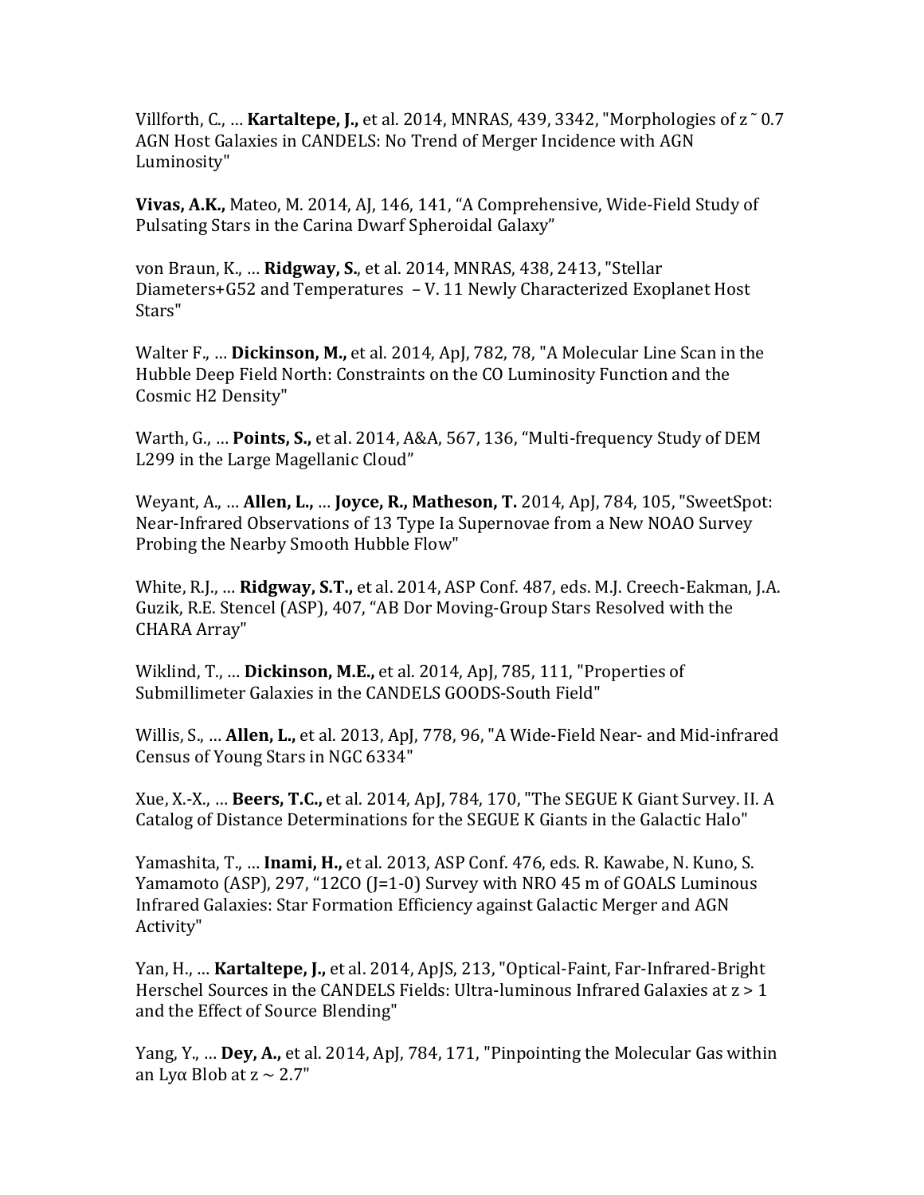Villforth, C., … **Kartaltepe, J.,** et al. 2014, MNRAS, 439, 3342, "Morphologies of z ˜ 0.7 AGN Host Galaxies in CANDELS: No Trend of Merger Incidence with AGN Luminosity"

**Vivas, A.K.,** Mateo, M. 2014, AJ, 146, 141, "A Comprehensive, Wide-Field Study of Pulsating Stars in the Carina Dwarf Spheroidal Galaxy"

von Braun, K., … **Ridgway, S.**, et al. 2014, MNRAS, 438, 2413, "Stellar Diameters+G52 and Temperatures – V. 11 Newly Characterized Exoplanet Host Stars"

Walter F., … **Dickinson, M.,** et al. 2014, ApJ, 782, 78, "A Molecular Line Scan in the Hubble Deep Field North: Constraints on the CO Luminosity Function and the Cosmic H2 Density"

Warth, G., … **Points, S.,** et al. 2014, A&A, 567, 136, "Multi-frequency Study of DEM L299 in the Large Magellanic Cloud"

Weyant, A., … **Allen, L.,** … **Joyce, R., Matheson, T.** 2014, ApJ, 784, 105, "SweetSpot: Near-Infrared Observations of 13 Type Ia Supernovae from a New NOAO Survey Probing the Nearby Smooth Hubble Flow"

White, R.J., … **Ridgway, S.T.,** et al. 2014, ASP Conf. 487, eds. M.J. Creech-Eakman, J.A. Guzik, R.E. Stencel (ASP), 407, "AB Dor Moving-Group Stars Resolved with the CHARA Array"

Wiklind, T., … **Dickinson, M.E.,** et al. 2014, ApJ, 785, 111, "Properties of Submillimeter Galaxies in the CANDELS GOODS-South Field"

Willis, S., … **Allen, L.,** et al. 2013, ApJ, 778, 96, "A Wide-Field Near- and Mid-infrared Census of Young Stars in NGC 6334"

Xue, X.-X., … **Beers, T.C.,** et al. 2014, ApJ, 784, 170, "The SEGUE K Giant Survey. II. A Catalog of Distance Determinations for the SEGUE K Giants in the Galactic Halo"

Yamashita, T., … **Inami, H.,** et al. 2013, ASP Conf. 476, eds. R. Kawabe, N. Kuno, S. Yamamoto (ASP), 297, "12CO (J=1-0) Survey with NRO 45 m of GOALS Luminous Infrared Galaxies: Star Formation Efficiency against Galactic Merger and AGN Activity"

Yan, H., … **Kartaltepe, J.,** et al. 2014, ApJS, 213, "Optical-Faint, Far-Infrared-Bright Herschel Sources in the CANDELS Fields: Ultra-luminous Infrared Galaxies at z > 1 and the Effect of Source Blending"

Yang, Y., … **Dey, A.,** et al. 2014, ApJ, 784, 171, "Pinpointing the Molecular Gas within an Lyα Blob at z ∼ 2.7"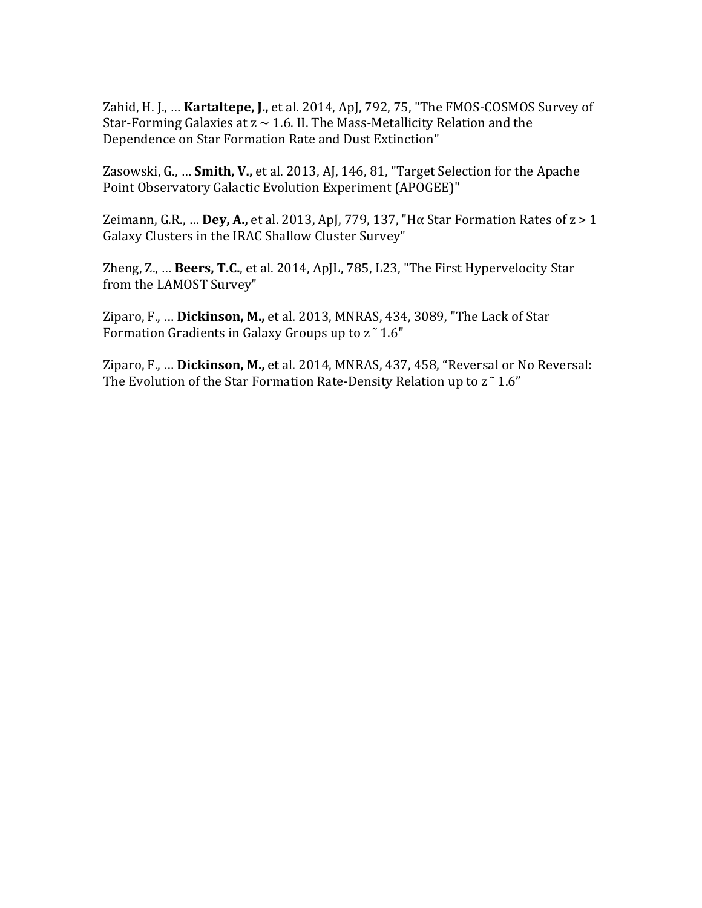Zahid, H. J., … **Kartaltepe, J.,** et al. 2014, ApJ, 792, 75, "The FMOS-COSMOS Survey of Star-Forming Galaxies at $z \sim 1.6$. II. The Mass-Metallicity Relation and the Dependence on Star Formation Rate and Dust Extinction"

Zasowski, G., … **Smith, V.,** et al. 2013, AJ, 146, 81, "Target Selection for the Apache Point Observatory Galactic Evolution Experiment (APOGEE)"

Zeimann, G.R., … **Dey, A.,** et al. 2013, ApJ, 779, 137, "Hα Star Formation Rates of $z > 1$ Galaxy Clusters in the IRAC Shallow Cluster Survey"

Zheng, Z., … **Beers, T.C.**, et al. 2014, ApJL, 785, L23, "The First Hypervelocity Star from the LAMOST Survey"

Ziparo, F., … **Dickinson, M.,** et al. 2013, MNRAS, 434, 3089, "The Lack of Star Formation Gradients in Galaxy Groups up to $z \sim 1.6$"

Ziparo, F., … **Dickinson, M.,** et al. 2014, MNRAS, 437, 458, "Reversal or No Reversal: The Evolution of the Star Formation Rate-Density Relation up to $z \sim 1.6$"